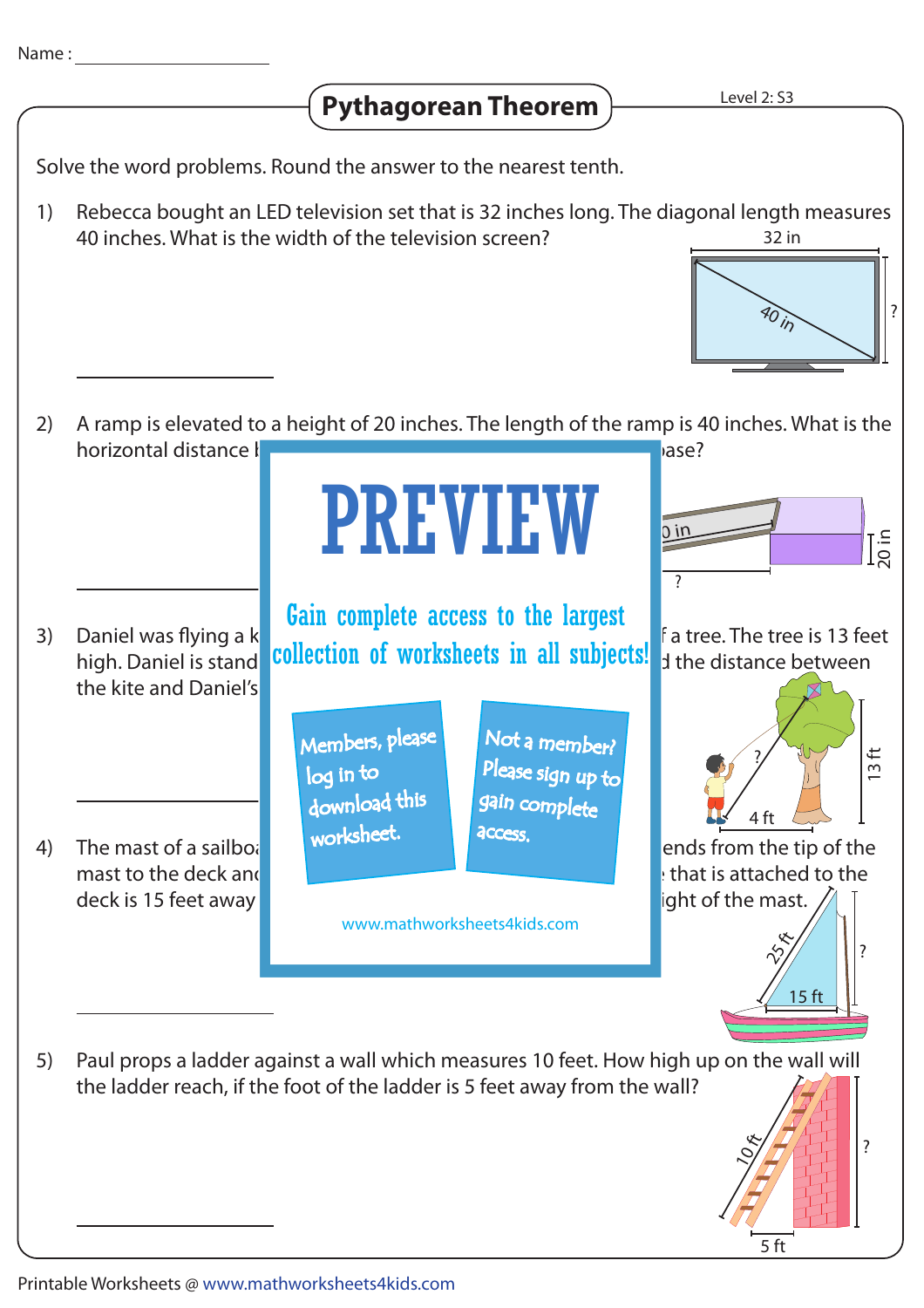Name : ____________________

# Pythagorean Theorem

Level 2: S3

Solve the word problems. Round the answer to the nearest tenth.

1) Rebecca bought an LED television set that is 32 inches long. The diagonal length measures 40 inches. What is the width of the television screen?

32 in

40 in

?

____________________

2) A ramp is elevated to a height of 20 inches. The length of the ramp is 40 inches. What is the horizontal distance b... ...ase?

...0 in

20 in

?

____________________

**PREVIEW**

Gain complete access to the largest collection of worksheets in all subjects!

Members, please log in to download this worksheet.

Not a member? Please sign up to gain complete access.

www.mathworksheets4kids.com

3) Daniel was flying a k... ...f a tree. The tree is 13 feet high. Daniel is stand... ...d the distance between the kite and Daniel's...

?

4 ft

13 ft

____________________

4) The mast of a sailbo... ...ends from the tip of the mast to the deck and... ...that is attached to the deck is 15 feet away... ...ight of the mast.

25 ft

15 ft

?

____________________

5) Paul props a ladder against a wall which measures 10 feet. How high up on the wall will the ladder reach, if the foot of the ladder is 5 feet away from the wall?

10 ft

5 ft

?

____________________

Printable Worksheets @ www.mathworksheets4kids.com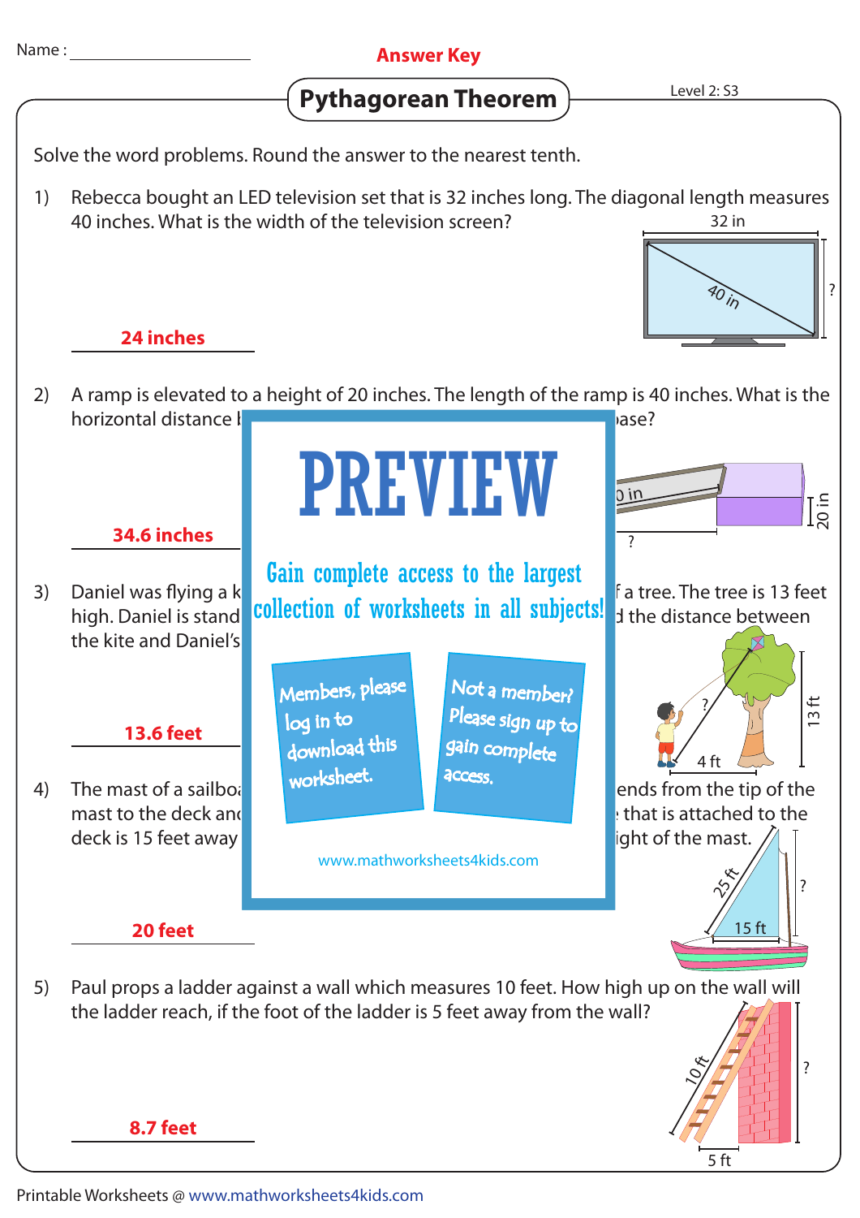Name : ____________________

**Answer Key**

# Pythagorean Theorem

Level 2: S3

Solve the word problems. Round the answer to the nearest tenth.

1) Rebecca bought an LED television set that is 32 inches long. The diagonal length measures 40 inches. What is the width of the television screen?

32 in

40 in

?

**24 inches**

2) A ramp is elevated to a height of 20 inches. The length of the ramp is 40 inches. What is the horizontal distance b... ...ase?

...0 in

20 in

?

**34.6 inches**

3) Daniel was flying a k... ...f a tree. The tree is 13 feet high. Daniel is stand... ...d the distance between the kite and Daniel's...

?

4 ft

13 ft

**13.6 feet**

4) The mast of a sailbo... ...ends from the tip of the mast to the deck and... ...that is attached to the deck is 15 feet away... ...ight of the mast.

25 ft

15 ft

?

**20 feet**

5) Paul props a ladder against a wall which measures 10 feet. How high up on the wall will the ladder reach, if the foot of the ladder is 5 feet away from the wall?

10 ft

5 ft

?

**8.7 feet**

PREVIEW

Gain complete access to the largest collection of worksheets in all subjects!

Members, please log in to download this worksheet.

Not a member? Please sign up to gain complete access.

www.mathworksheets4kids.com

Printable Worksheets @ www.mathworksheets4kids.com